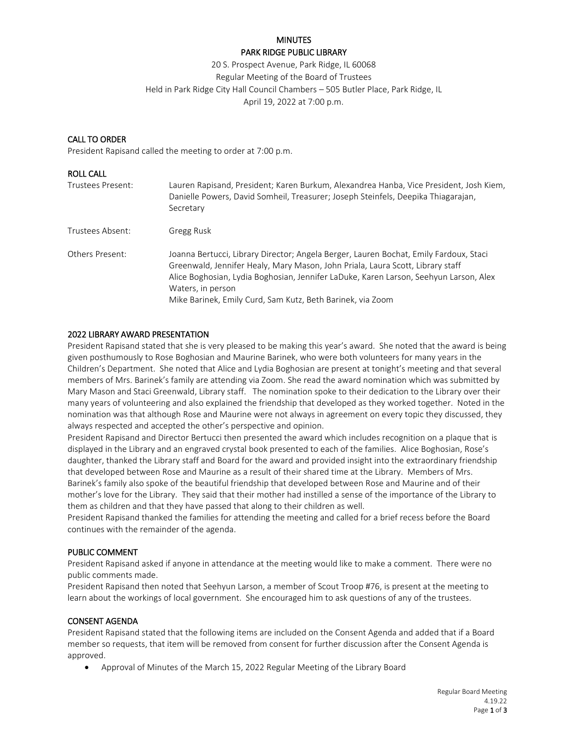# MINUTES

## PARK RIDGE PUBLIC LIBRARY

20 S. Prospect Avenue, Park Ridge, IL 60068
Regular Meeting of the Board of Trustees
Held in Park Ridge City Hall Council Chambers – 505 Butler Place, Park Ridge, IL
April 19, 2022 at 7:00 p.m.

### CALL TO ORDER

President Rapisand called the meeting to order at 7:00 p.m.

### ROLL CALL

| | |
|---|---|
| Trustees Present: | Lauren Rapisand, President; Karen Burkum, Alexandrea Hanba, Vice President, Josh Kiem, Danielle Powers, David Somheil, Treasurer; Joseph Steinfels, Deepika Thiagarajan, Secretary |
| Trustees Absent: | Gregg Rusk |
| Others Present: | Joanna Bertucci, Library Director; Angela Berger, Lauren Bochat, Emily Fardoux, Staci Greenwald, Jennifer Healy, Mary Mason, John Priala, Laura Scott, Library staff<br>Alice Boghosian, Lydia Boghosian, Jennifer LaDuke, Karen Larson, Seehyun Larson, Alex Waters, in person<br>Mike Barinek, Emily Curd, Sam Kutz, Beth Barinek, via Zoom |

### 2022 LIBRARY AWARD PRESENTATION

President Rapisand stated that she is very pleased to be making this year's award. She noted that the award is being given posthumously to Rose Boghosian and Maurine Barinek, who were both volunteers for many years in the Children's Department. She noted that Alice and Lydia Boghosian are present at tonight's meeting and that several members of Mrs. Barinek's family are attending via Zoom. She read the award nomination which was submitted by Mary Mason and Staci Greenwald, Library staff. The nomination spoke to their dedication to the Library over their many years of volunteering and also explained the friendship that developed as they worked together. Noted in the nomination was that although Rose and Maurine were not always in agreement on every topic they discussed, they always respected and accepted the other's perspective and opinion.

President Rapisand and Director Bertucci then presented the award which includes recognition on a plaque that is displayed in the Library and an engraved crystal book presented to each of the families. Alice Boghosian, Rose's daughter, thanked the Library staff and Board for the award and provided insight into the extraordinary friendship that developed between Rose and Maurine as a result of their shared time at the Library. Members of Mrs. Barinek's family also spoke of the beautiful friendship that developed between Rose and Maurine and of their mother's love for the Library. They said that their mother had instilled a sense of the importance of the Library to them as children and that they have passed that along to their children as well.

President Rapisand thanked the families for attending the meeting and called for a brief recess before the Board continues with the remainder of the agenda.

### PUBLIC COMMENT

President Rapisand asked if anyone in attendance at the meeting would like to make a comment. There were no public comments made.

President Rapisand then noted that Seehyun Larson, a member of Scout Troop #76, is present at the meeting to learn about the workings of local government. She encouraged him to ask questions of any of the trustees.

### CONSENT AGENDA

President Rapisand stated that the following items are included on the Consent Agenda and added that if a Board member so requests, that item will be removed from consent for further discussion after the Consent Agenda is approved.

- Approval of Minutes of the March 15, 2022 Regular Meeting of the Library Board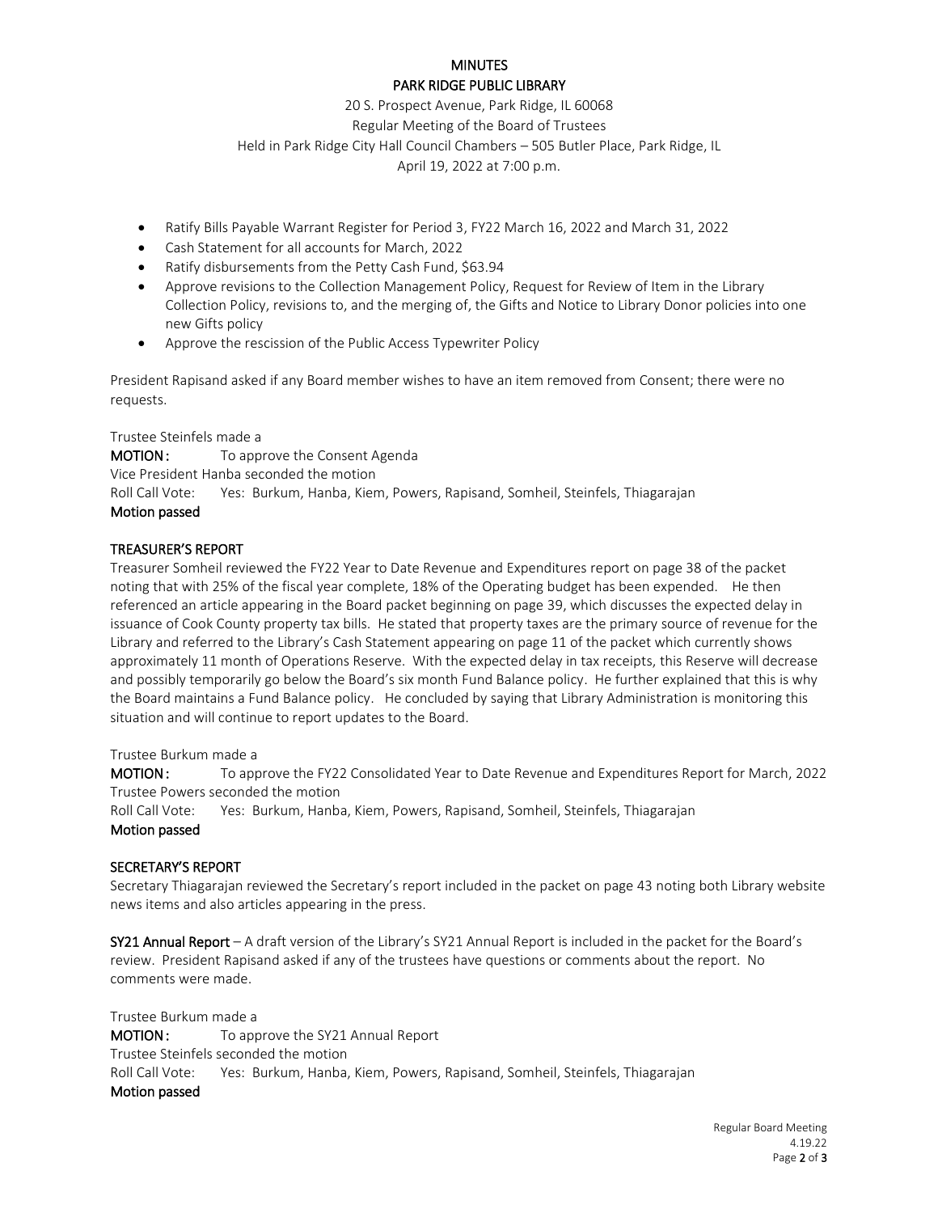# MINUTES
## PARK RIDGE PUBLIC LIBRARY

20 S. Prospect Avenue, Park Ridge, IL 60068
Regular Meeting of the Board of Trustees
Held in Park Ridge City Hall Council Chambers – 505 Butler Place, Park Ridge, IL
April 19, 2022 at 7:00 p.m.

- Ratify Bills Payable Warrant Register for Period 3, FY22 March 16, 2022 and March 31, 2022
- Cash Statement for all accounts for March, 2022
- Ratify disbursements from the Petty Cash Fund, $63.94
- Approve revisions to the Collection Management Policy, Request for Review of Item in the Library Collection Policy, revisions to, and the merging of, the Gifts and Notice to Library Donor policies into one new Gifts policy
- Approve the rescission of the Public Access Typewriter Policy

President Rapisand asked if any Board member wishes to have an item removed from Consent; there were no requests.

Trustee Steinfels made a
**MOTION:** To approve the Consent Agenda
Vice President Hanba seconded the motion
Roll Call Vote: Yes: Burkum, Hanba, Kiem, Powers, Rapisand, Somheil, Steinfels, Thiagarajan
**Motion passed**

**TREASURER'S REPORT**
Treasurer Somheil reviewed the FY22 Year to Date Revenue and Expenditures report on page 38 of the packet noting that with 25% of the fiscal year complete, 18% of the Operating budget has been expended. He then referenced an article appearing in the Board packet beginning on page 39, which discusses the expected delay in issuance of Cook County property tax bills. He stated that property taxes are the primary source of revenue for the Library and referred to the Library's Cash Statement appearing on page 11 of the packet which currently shows approximately 11 month of Operations Reserve. With the expected delay in tax receipts, this Reserve will decrease and possibly temporarily go below the Board's six month Fund Balance policy. He further explained that this is why the Board maintains a Fund Balance policy. He concluded by saying that Library Administration is monitoring this situation and will continue to report updates to the Board.

Trustee Burkum made a
**MOTION:** To approve the FY22 Consolidated Year to Date Revenue and Expenditures Report for March, 2022
Trustee Powers seconded the motion
Roll Call Vote: Yes: Burkum, Hanba, Kiem, Powers, Rapisand, Somheil, Steinfels, Thiagarajan
**Motion passed**

**SECRETARY'S REPORT**
Secretary Thiagarajan reviewed the Secretary's report included in the packet on page 43 noting both Library website news items and also articles appearing in the press.

**SY21 Annual Report** – A draft version of the Library's SY21 Annual Report is included in the packet for the Board's review. President Rapisand asked if any of the trustees have questions or comments about the report. No comments were made.

Trustee Burkum made a
**MOTION:** To approve the SY21 Annual Report
Trustee Steinfels seconded the motion
Roll Call Vote: Yes: Burkum, Hanba, Kiem, Powers, Rapisand, Somheil, Steinfels, Thiagarajan
**Motion passed**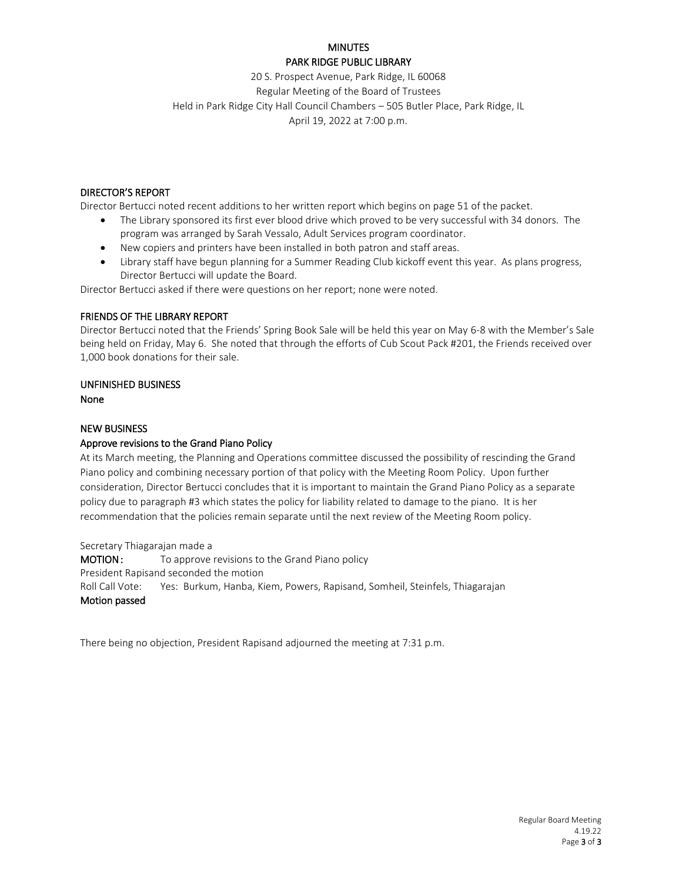# MINUTES
## PARK RIDGE PUBLIC LIBRARY

20 S. Prospect Avenue, Park Ridge, IL 60068
Regular Meeting of the Board of Trustees
Held in Park Ridge City Hall Council Chambers – 505 Butler Place, Park Ridge, IL
April 19, 2022 at 7:00 p.m.

### DIRECTOR'S REPORT

Director Bertucci noted recent additions to her written report which begins on page 51 of the packet.

- The Library sponsored its first ever blood drive which proved to be very successful with 34 donors. The program was arranged by Sarah Vessalo, Adult Services program coordinator.
- New copiers and printers have been installed in both patron and staff areas.
- Library staff have begun planning for a Summer Reading Club kickoff event this year. As plans progress, Director Bertucci will update the Board.

Director Bertucci asked if there were questions on her report; none were noted.

### FRIENDS OF THE LIBRARY REPORT

Director Bertucci noted that the Friends' Spring Book Sale will be held this year on May 6-8 with the Member's Sale being held on Friday, May 6. She noted that through the efforts of Cub Scout Pack #201, the Friends received over 1,000 book donations for their sale.

### UNFINISHED BUSINESS

None

### NEW BUSINESS

#### Approve revisions to the Grand Piano Policy

At its March meeting, the Planning and Operations committee discussed the possibility of rescinding the Grand Piano policy and combining necessary portion of that policy with the Meeting Room Policy. Upon further consideration, Director Bertucci concludes that it is important to maintain the Grand Piano Policy as a separate policy due to paragraph #3 which states the policy for liability related to damage to the piano. It is her recommendation that the policies remain separate until the next review of the Meeting Room policy.

Secretary Thiagarajan made a
**MOTION:** To approve revisions to the Grand Piano policy
President Rapisand seconded the motion
Roll Call Vote: Yes: Burkum, Hanba, Kiem, Powers, Rapisand, Somheil, Steinfels, Thiagarajan
**Motion passed**

There being no objection, President Rapisand adjourned the meeting at 7:31 p.m.